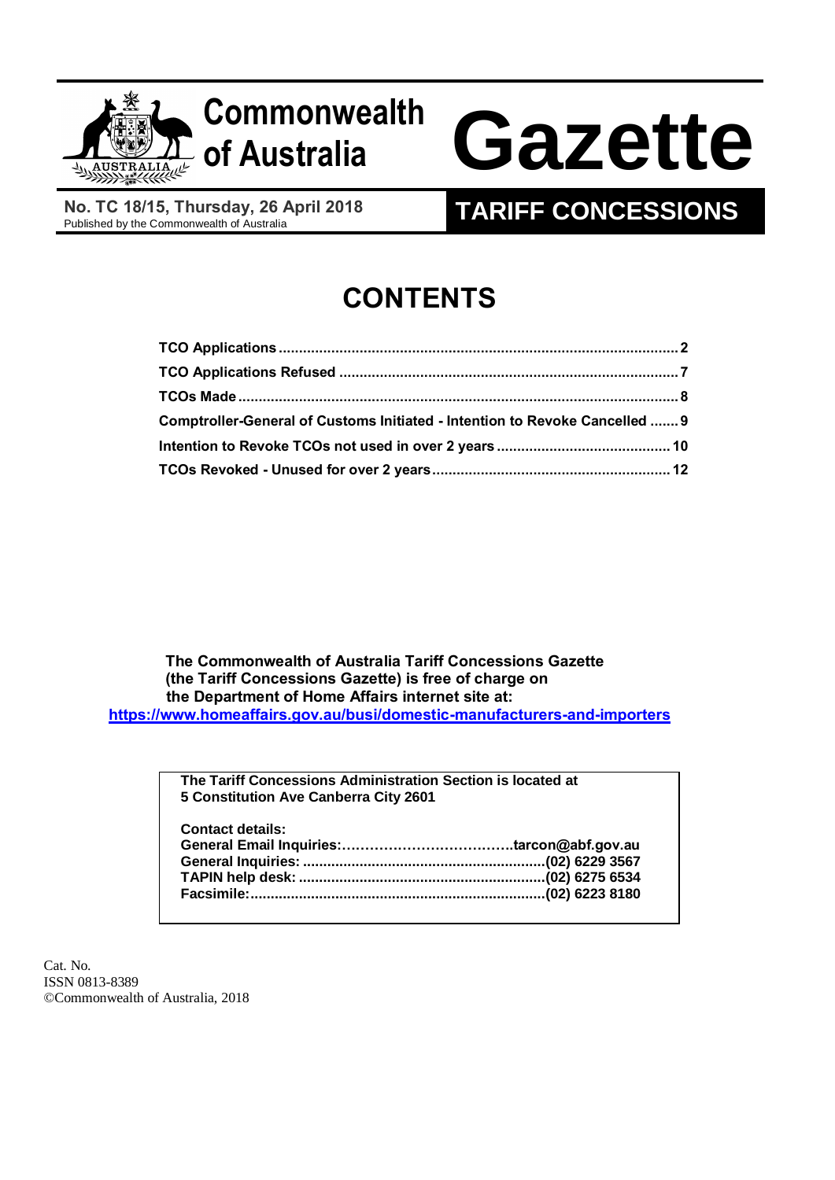# Commonwealth of Australia Gazette

**No. TC 18/15, Thursday, 26 April 2018**
Published by the Commonwealth of Australia

## TARIFF CONCESSIONS

# CONTENTS

| | |
|---|---|
| **TCO Applications** | **2** |
| **TCO Applications Refused** | **7** |
| **TCOs Made** | **8** |
| **Comptroller-General of Customs Initiated - Intention to Revoke Cancelled** | **9** |
| **Intention to Revoke TCOs not used in over 2 years** | **10** |
| **TCOs Revoked - Unused for over 2 years** | **12** |

**The Commonwealth of Australia Tariff Concessions Gazette (the Tariff Concessions Gazette) is free of charge on the Department of Home Affairs internet site at:**
**https://www.homeaffairs.gov.au/busi/domestic-manufacturers-and-importers**

**The Tariff Concessions Administration Section is located at**
**5 Constitution Ave Canberra City 2601**

**Contact details:**

| | |
|---|---|
| **General Email Inquiries:** | **tarcon@abf.gov.au** |
| **General Inquiries:** | **(02) 6229 3567** |
| **TAPIN help desk:** | **(02) 6275 6534** |
| **Facsimile:** | **(02) 6223 8180** |

Cat. No.
ISSN 0813-8389
©Commonwealth of Australia, 2018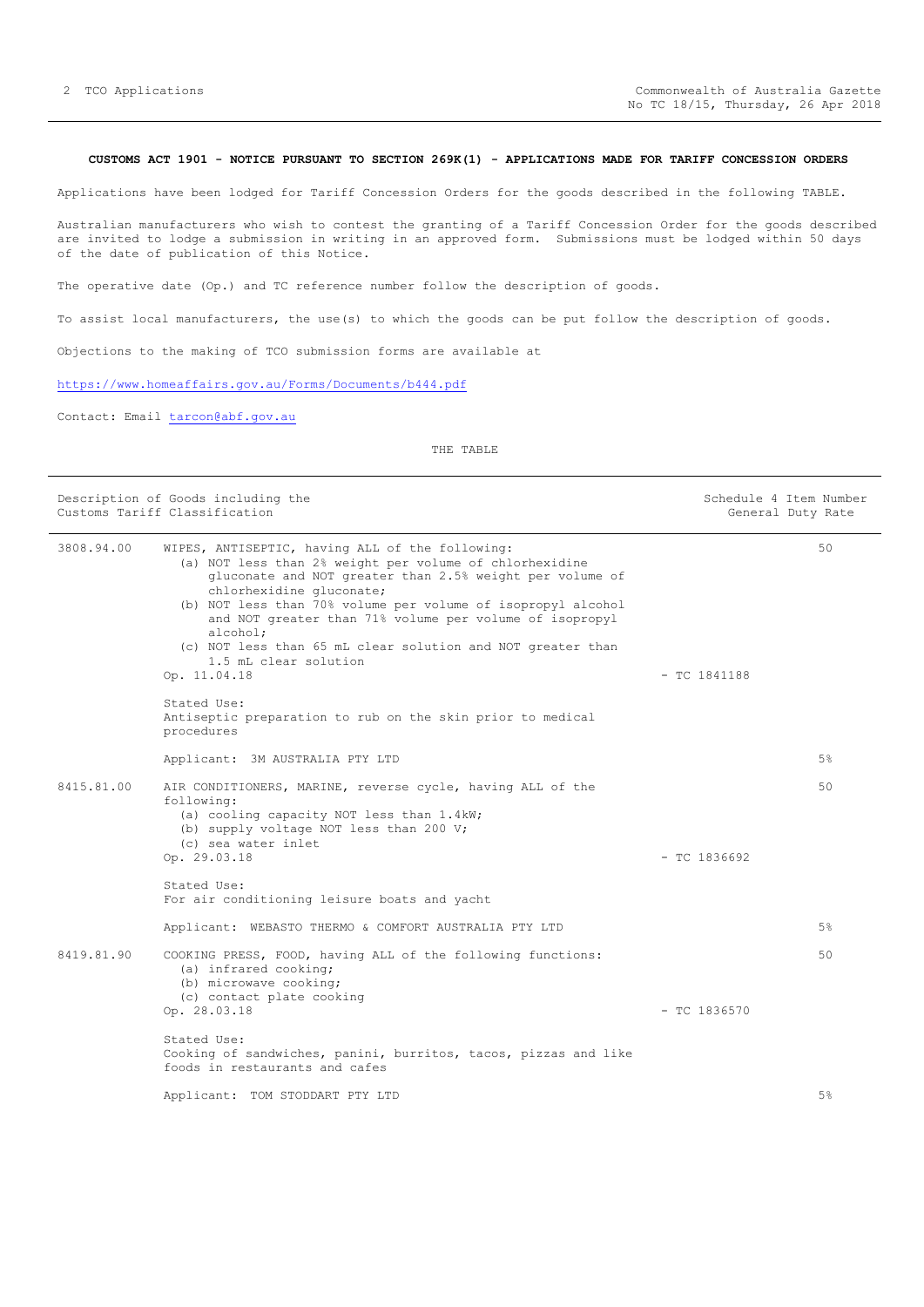**CUSTOMS ACT 1901 - NOTICE PURSUANT TO SECTION 269K(1) - APPLICATIONS MADE FOR TARIFF CONCESSION ORDERS**

Applications have been lodged for Tariff Concession Orders for the goods described in the following TABLE.

Australian manufacturers who wish to contest the granting of a Tariff Concession Order for the goods described are invited to lodge a submission in writing in an approved form. Submissions must be lodged within 50 days of the date of publication of this Notice.

The operative date (Op.) and TC reference number follow the description of goods.

To assist local manufacturers, the use(s) to which the goods can be put follow the description of goods.

Objections to the making of TCO submission forms are available at

https://www.homeaffairs.gov.au/Forms/Documents/b444.pdf

Contact: Email tarcon@abf.gov.au

THE TABLE

| Description of Goods including the Customs Tariff Classification | | | Schedule 4 Item Number General Duty Rate |
|---|---|---|---|
| 3808.94.00 | WIPES, ANTISEPTIC, having ALL of the following:<br>(a) NOT less than 2% weight per volume of chlorhexidine gluconate and NOT greater than 2.5% weight per volume of chlorhexidine gluconate;<br>(b) NOT less than 70% volume per volume of isopropyl alcohol and NOT greater than 71% volume per volume of isopropyl alcohol;<br>(c) NOT less than 65 mL clear solution and NOT greater than 1.5 mL clear solution<br>Op. 11.04.18<br><br>Stated Use:<br>Antiseptic preparation to rub on the skin prior to medical procedures<br><br>Applicant: 3M AUSTRALIA PTY LTD | - TC 1841188 | 50<br><br>5% |
| 8415.81.00 | AIR CONDITIONERS, MARINE, reverse cycle, having ALL of the following:<br>(a) cooling capacity NOT less than 1.4kW;<br>(b) supply voltage NOT less than 200 V;<br>(c) sea water inlet<br>Op. 29.03.18<br><br>Stated Use:<br>For air conditioning leisure boats and yacht<br><br>Applicant: WEBASTO THERMO & COMFORT AUSTRALIA PTY LTD | - TC 1836692 | 50<br><br>5% |
| 8419.81.90 | COOKING PRESS, FOOD, having ALL of the following functions:<br>(a) infrared cooking;<br>(b) microwave cooking;<br>(c) contact plate cooking<br>Op. 28.03.18<br><br>Stated Use:<br>Cooking of sandwiches, panini, burritos, tacos, pizzas and like foods in restaurants and cafes<br><br>Applicant: TOM STODDART PTY LTD | - TC 1836570 | 50<br><br>5% |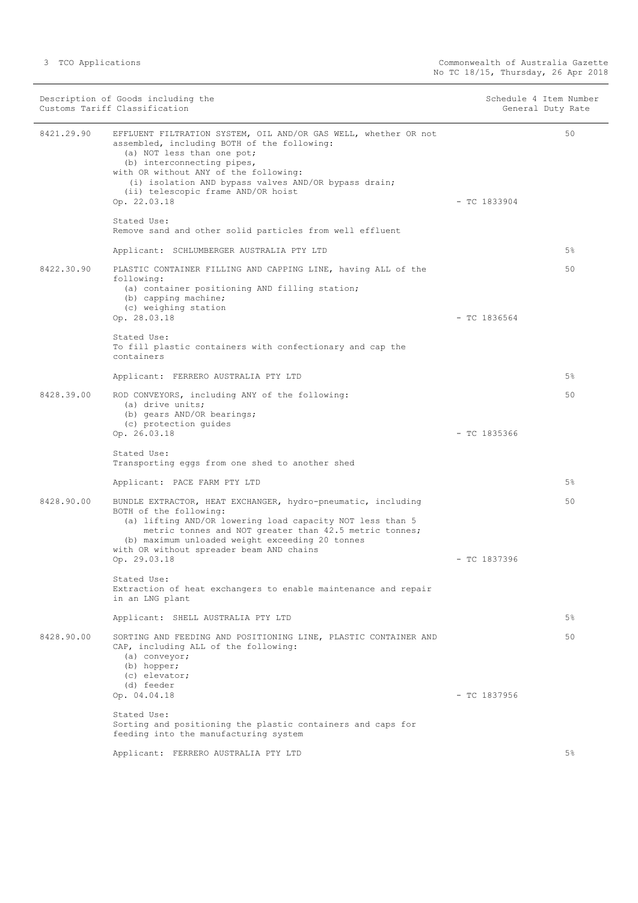| Description of Goods including the Customs Tariff Classification | | | Schedule 4 Item Number General Duty Rate |
|---|---|---|---|
| 8421.29.90 | EFFLUENT FILTRATION SYSTEM, OIL AND/OR GAS WELL, whether OR not assembled, including BOTH of the following:<br>(a) NOT less than one pot;<br>(b) interconnecting pipes,<br>with OR without ANY of the following:<br>(i) isolation AND bypass valves AND/OR bypass drain;<br>(ii) telescopic frame AND/OR hoist<br>Op. 22.03.18<br><br>Stated Use:<br>Remove sand and other solid particles from well effluent<br><br>Applicant: SCHLUMBERGER AUSTRALIA PTY LTD | - TC 1833904 | 50<br><br>5% |
| 8422.30.90 | PLASTIC CONTAINER FILLING AND CAPPING LINE, having ALL of the following:<br>(a) container positioning AND filling station;<br>(b) capping machine;<br>(c) weighing station<br>Op. 28.03.18<br><br>Stated Use:<br>To fill plastic containers with confectionary and cap the containers<br><br>Applicant: FERRERO AUSTRALIA PTY LTD | - TC 1836564 | 50<br><br>5% |
| 8428.39.00 | ROD CONVEYORS, including ANY of the following:<br>(a) drive units;<br>(b) gears AND/OR bearings;<br>(c) protection guides<br>Op. 26.03.18<br><br>Stated Use:<br>Transporting eggs from one shed to another shed<br><br>Applicant: PACE FARM PTY LTD | - TC 1835366 | 50<br><br>5% |
| 8428.90.00 | BUNDLE EXTRACTOR, HEAT EXCHANGER, hydro-pneumatic, including BOTH of the following:<br>(a) lifting AND/OR lowering load capacity NOT less than 5 metric tonnes and NOT greater than 42.5 metric tonnes;<br>(b) maximum unloaded weight exceeding 20 tonnes<br>with OR without spreader beam AND chains<br>Op. 29.03.18<br><br>Stated Use:<br>Extraction of heat exchangers to enable maintenance and repair in an LNG plant<br><br>Applicant: SHELL AUSTRALIA PTY LTD | - TC 1837396 | 50<br><br>5% |
| 8428.90.00 | SORTING AND FEEDING AND POSITIONING LINE, PLASTIC CONTAINER AND CAP, including ALL of the following:<br>(a) conveyor;<br>(b) hopper;<br>(c) elevator;<br>(d) feeder<br>Op. 04.04.18<br><br>Stated Use:<br>Sorting and positioning the plastic containers and caps for feeding into the manufacturing system<br><br>Applicant: FERRERO AUSTRALIA PTY LTD | - TC 1837956 | 50<br><br>5% |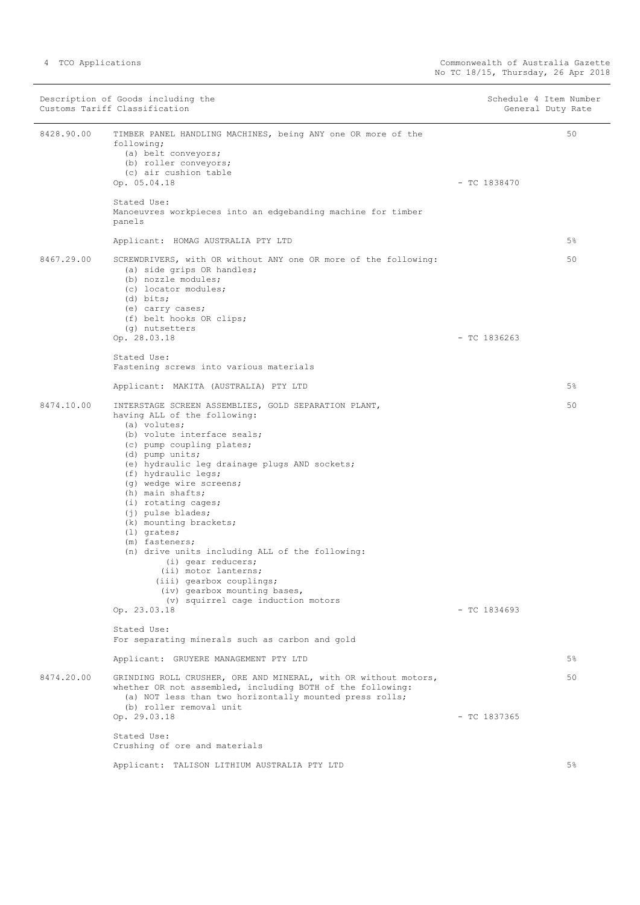| Description of Goods including the Customs Tariff Classification | | Schedule 4 Item Number General Duty Rate |
|---|---|---|
| 8428.90.00 | TIMBER PANEL HANDLING MACHINES, being ANY one OR more of the following;<br>(a) belt conveyors;<br>(b) roller conveyors;<br>(c) air cushion table<br>Op. 05.04.18 - TC 1838470<br><br>Stated Use:<br>Manoeuvres workpieces into an edgebanding machine for timber panels<br><br>Applicant: HOMAG AUSTRALIA PTY LTD | 50<br><br>5% |
| 8467.29.00 | SCREWDRIVERS, with OR without ANY one OR more of the following:<br>(a) side grips OR handles;<br>(b) nozzle modules;<br>(c) locator modules;<br>(d) bits;<br>(e) carry cases;<br>(f) belt hooks OR clips;<br>(g) nutsetters<br>Op. 28.03.18 - TC 1836263<br><br>Stated Use:<br>Fastening screws into various materials<br><br>Applicant: MAKITA (AUSTRALIA) PTY LTD | 50<br><br>5% |
| 8474.10.00 | INTERSTAGE SCREEN ASSEMBLIES, GOLD SEPARATION PLANT, having ALL of the following:<br>(a) volutes;<br>(b) volute interface seals;<br>(c) pump coupling plates;<br>(d) pump units;<br>(e) hydraulic leg drainage plugs AND sockets;<br>(f) hydraulic legs;<br>(g) wedge wire screens;<br>(h) main shafts;<br>(i) rotating cages;<br>(j) pulse blades;<br>(k) mounting brackets;<br>(l) grates;<br>(m) fasteners;<br>(n) drive units including ALL of the following:<br>(i) gear reducers;<br>(ii) motor lanterns;<br>(iii) gearbox couplings;<br>(iv) gearbox mounting bases,<br>(v) squirrel cage induction motors<br>Op. 23.03.18 - TC 1834693<br><br>Stated Use:<br>For separating minerals such as carbon and gold<br><br>Applicant: GRUYERE MANAGEMENT PTY LTD | 50<br><br>5% |
| 8474.20.00 | GRINDING ROLL CRUSHER, ORE AND MINERAL, with OR without motors, whether OR not assembled, including BOTH of the following:<br>(a) NOT less than two horizontally mounted press rolls;<br>(b) roller removal unit<br>Op. 29.03.18 - TC 1837365<br><br>Stated Use:<br>Crushing of ore and materials<br><br>Applicant: TALISON LITHIUM AUSTRALIA PTY LTD | 50<br><br>5% |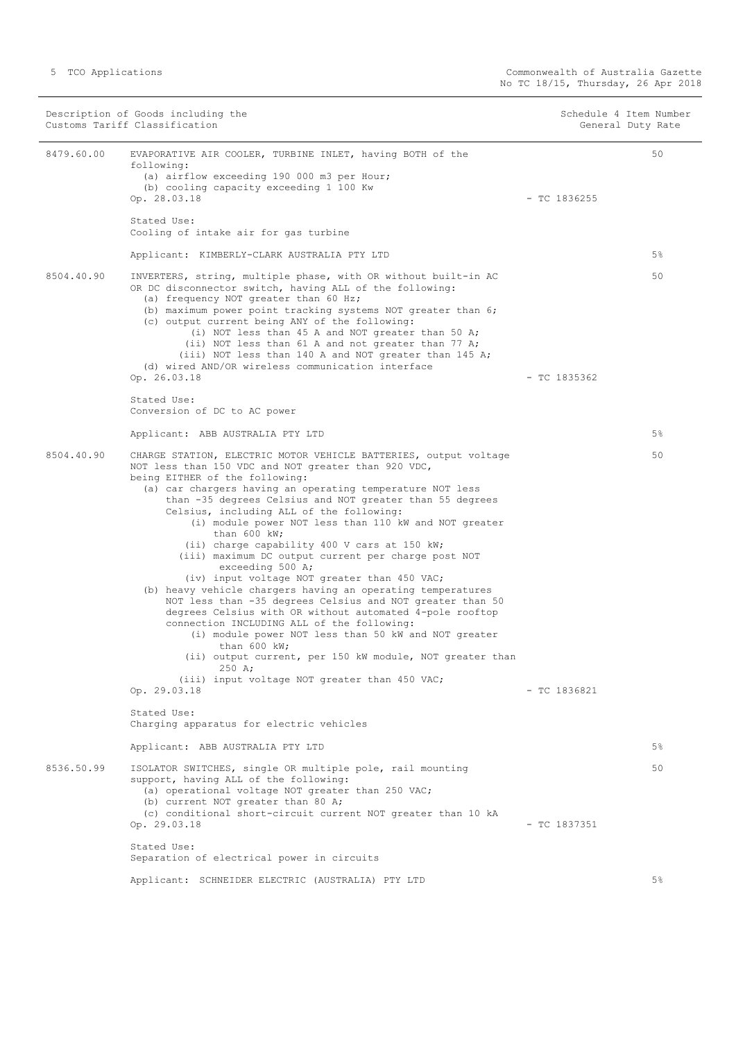| Description of Goods including the Customs Tariff Classification | | Schedule 4 Item Number | General Duty Rate |
|---|---|---|---|
| 8479.60.00 | EVAPORATIVE AIR COOLER, TURBINE INLET, having BOTH of the following:<br>(a) airflow exceeding 190 000 m3 per Hour;<br>(b) cooling capacity exceeding 1 100 Kw<br>Op. 28.03.18<br><br>Stated Use:<br>Cooling of intake air for gas turbine<br><br>Applicant: KIMBERLY-CLARK AUSTRALIA PTY LTD | - TC 1836255 | 50<br><br><br><br><br><br><br><br>5% |
| 8504.40.90 | INVERTERS, string, multiple phase, with OR without built-in AC OR DC disconnector switch, having ALL of the following:<br>(a) frequency NOT greater than 60 Hz;<br>(b) maximum power point tracking systems NOT greater than 6;<br>(c) output current being ANY of the following:<br>(i) NOT less than 45 A and NOT greater than 50 A;<br>(ii) NOT less than 61 A and not greater than 77 A;<br>(iii) NOT less than 140 A and NOT greater than 145 A;<br>(d) wired AND/OR wireless communication interface<br>Op. 26.03.18<br><br>Stated Use:<br>Conversion of DC to AC power<br><br>Applicant: ABB AUSTRALIA PTY LTD | - TC 1835362 | 50<br><br><br><br><br><br><br><br><br><br><br><br><br>5% |
| 8504.40.90 | CHARGE STATION, ELECTRIC MOTOR VEHICLE BATTERIES, output voltage NOT less than 150 VDC and NOT greater than 920 VDC, being EITHER of the following:<br>(a) car chargers having an operating temperature NOT less than -35 degrees Celsius and NOT greater than 55 degrees Celsius, including ALL of the following:<br>(i) module power NOT less than 110 kW and NOT greater than 600 kW;<br>(ii) charge capability 400 V cars at 150 kW;<br>(iii) maximum DC output current per charge post NOT exceeding 500 A;<br>(iv) input voltage NOT greater than 450 VAC;<br>(b) heavy vehicle chargers having an operating temperatures NOT less than -35 degrees Celsius and NOT greater than 50 degrees Celsius with OR without automated 4-pole rooftop connection INCLUDING ALL of the following:<br>(i) module power NOT less than 50 kW and NOT greater than 600 kW;<br>(ii) output current, per 150 kW module, NOT greater than 250 A;<br>(iii) input voltage NOT greater than 450 VAC;<br>Op. 29.03.18<br><br>Stated Use:<br>Charging apparatus for electric vehicles<br><br>Applicant: ABB AUSTRALIA PTY LTD | - TC 1836821 | 50<br><br><br><br><br><br><br><br><br><br><br><br><br><br><br><br><br><br><br><br><br><br><br><br><br><br>5% |
| 8536.50.99 | ISOLATOR SWITCHES, single OR multiple pole, rail mounting support, having ALL of the following:<br>(a) operational voltage NOT greater than 250 VAC;<br>(b) current NOT greater than 80 A;<br>(c) conditional short-circuit current NOT greater than 10 kA<br>Op. 29.03.18<br><br>Stated Use:<br>Separation of electrical power in circuits<br><br>Applicant: SCHNEIDER ELECTRIC (AUSTRALIA) PTY LTD | - TC 1837351 | 50<br><br><br><br><br><br><br><br><br>5% |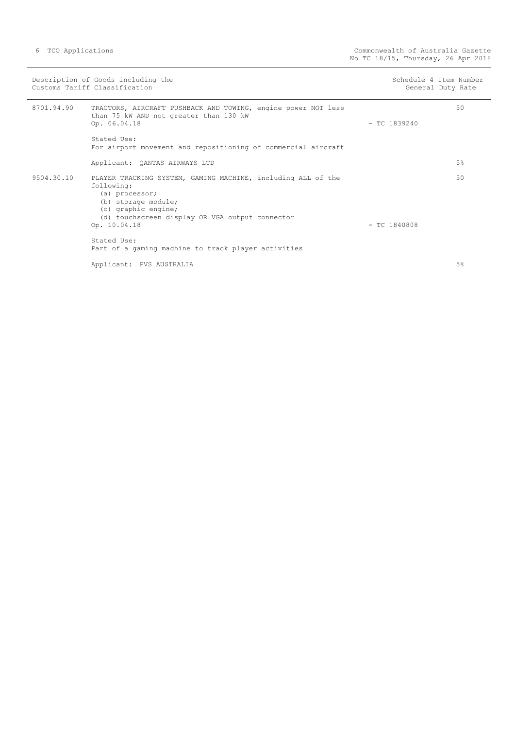| Description of Goods including the Customs Tariff Classification | | Schedule 4 Item Number | General Duty Rate |
|---|---|---|---|
| 8701.94.90 | TRACTORS, AIRCRAFT PUSHBACK AND TOWING, engine power NOT less than 75 kW AND not greater than 130 kW<br>Op. 06.04.18<br><br>Stated Use:<br>For airport movement and repositioning of commercial aircraft<br><br>Applicant: QANTAS AIRWAYS LTD | - TC 1839240 | 50<br><br>5% |
| 9504.30.10 | PLAYER TRACKING SYSTEM, GAMING MACHINE, including ALL of the following:<br>(a) processor;<br>(b) storage module;<br>(c) graphic engine;<br>(d) touchscreen display OR VGA output connector<br>Op. 10.04.18<br><br>Stated Use:<br>Part of a gaming machine to track player activities<br><br>Applicant: PVS AUSTRALIA | - TC 1840808 | 50<br><br>5% |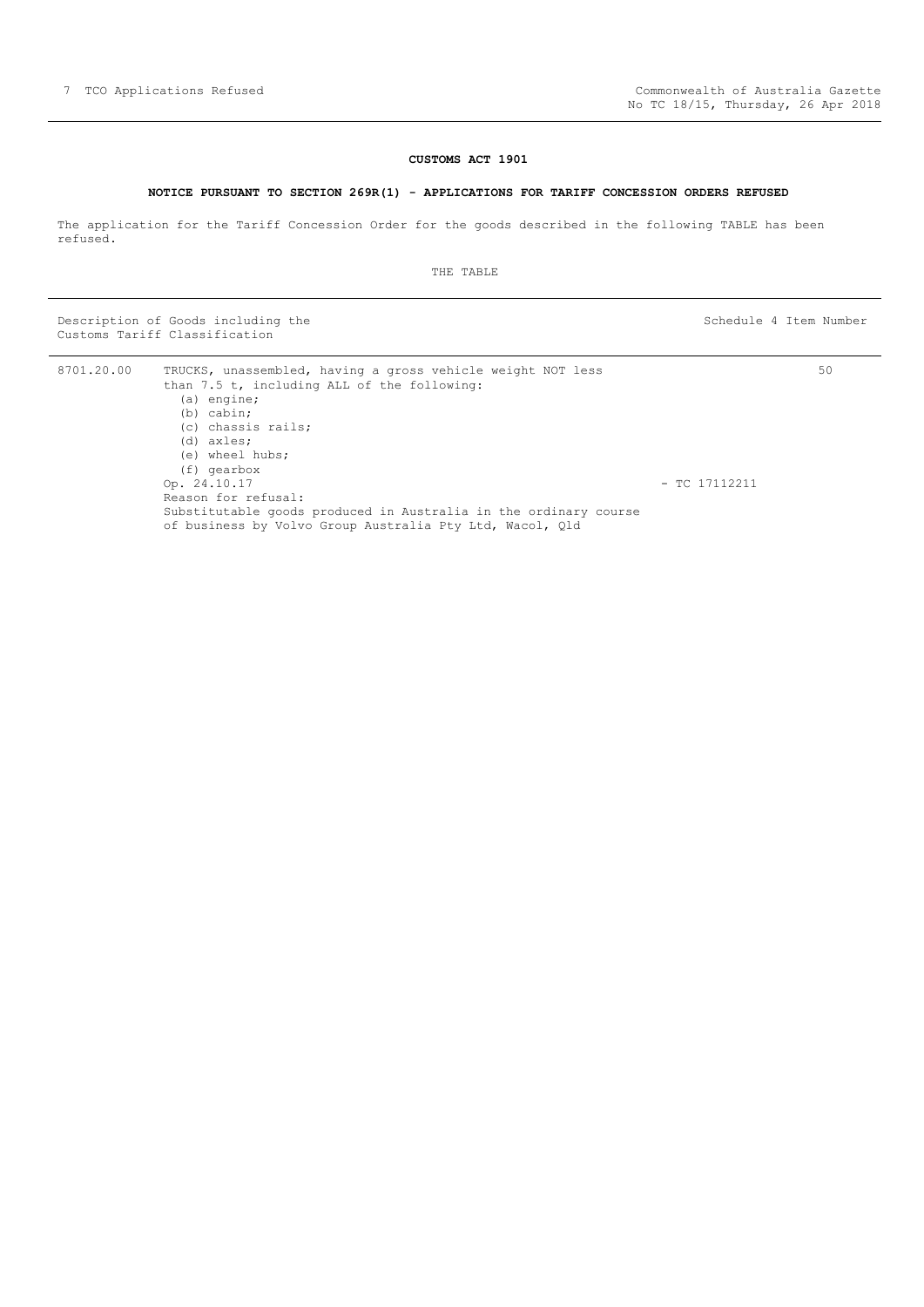**CUSTOMS ACT 1901**

**NOTICE PURSUANT TO SECTION 269R(1) - APPLICATIONS FOR TARIFF CONCESSION ORDERS REFUSED**

The application for the Tariff Concession Order for the goods described in the following TABLE has been refused.

THE TABLE

| Description of Goods including the Customs Tariff Classification | | | Schedule 4 Item Number |
|---|---|---|---|
| 8701.20.00 | TRUCKS, unassembled, having a gross vehicle weight NOT less than 7.5 t, including ALL of the following:<br>(a) engine;<br>(b) cabin;<br>(c) chassis rails;<br>(d) axles;<br>(e) wheel hubs;<br>(f) gearbox<br>Op. 24.10.17<br>Reason for refusal:<br>Substitutable goods produced in Australia in the ordinary course of business by Volvo Group Australia Pty Ltd, Wacol, Qld | - TC 17112211 | 50 |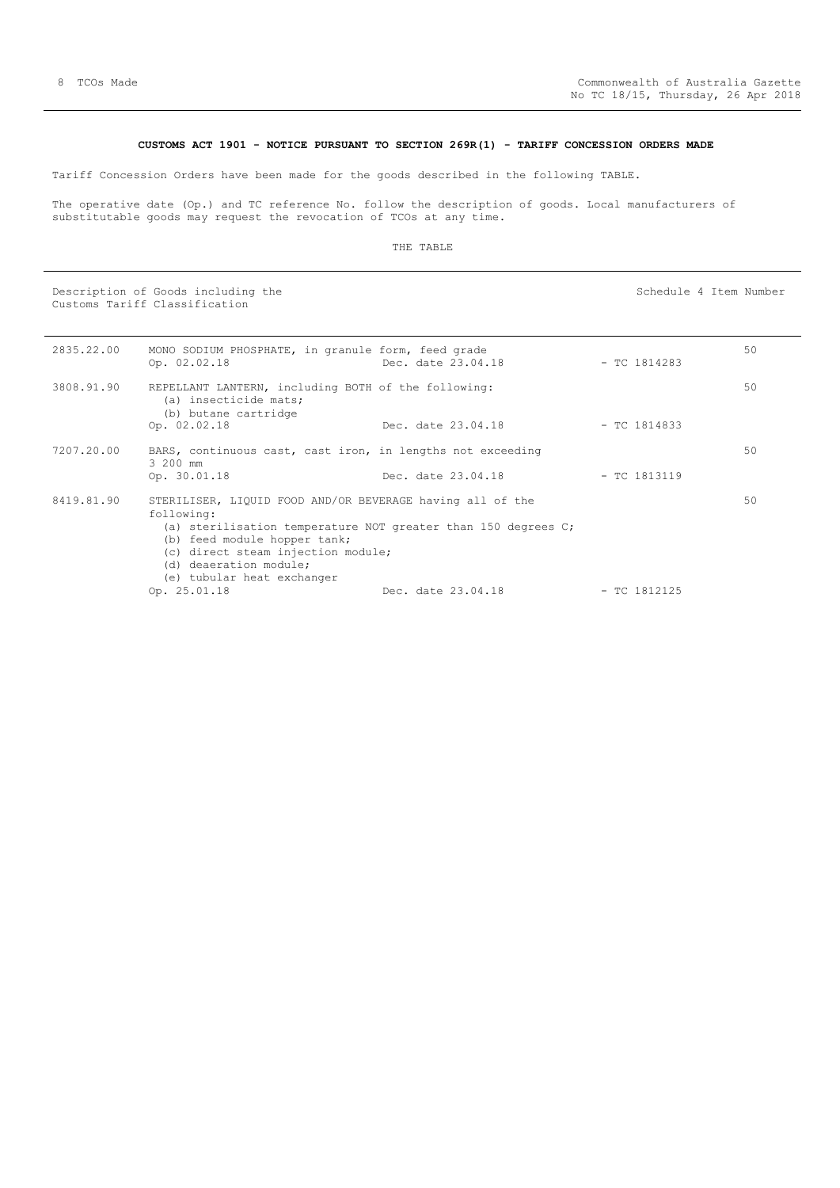**CUSTOMS ACT 1901 - NOTICE PURSUANT TO SECTION 269R(1) - TARIFF CONCESSION ORDERS MADE**

Tariff Concession Orders have been made for the goods described in the following TABLE.

The operative date (Op.) and TC reference No. follow the description of goods. Local manufacturers of substitutable goods may request the revocation of TCOs at any time.

THE TABLE

| Description of Goods including the Customs Tariff Classification | | | | Schedule 4 Item Number |
|---|---|---|---|---|
| 2835.22.00 | MONO SODIUM PHOSPHATE, in granule form, feed grade<br>Op. 02.02.18 | Dec. date 23.04.18 | - TC 1814283 | 50 |
| 3808.91.90 | REPELLANT LANTERN, including BOTH of the following:<br>(a) insecticide mats;<br>(b) butane cartridge<br>Op. 02.02.18 | Dec. date 23.04.18 | - TC 1814833 | 50 |
| 7207.20.00 | BARS, continuous cast, cast iron, in lengths not exceeding 3 200 mm<br>Op. 30.01.18 | Dec. date 23.04.18 | - TC 1813119 | 50 |
| 8419.81.90 | STERILISER, LIQUID FOOD AND/OR BEVERAGE having all of the following:<br>(a) sterilisation temperature NOT greater than 150 degrees C;<br>(b) feed module hopper tank;<br>(c) direct steam injection module;<br>(d) deaeration module;<br>(e) tubular heat exchanger<br>Op. 25.01.18 | Dec. date 23.04.18 | - TC 1812125 | 50 |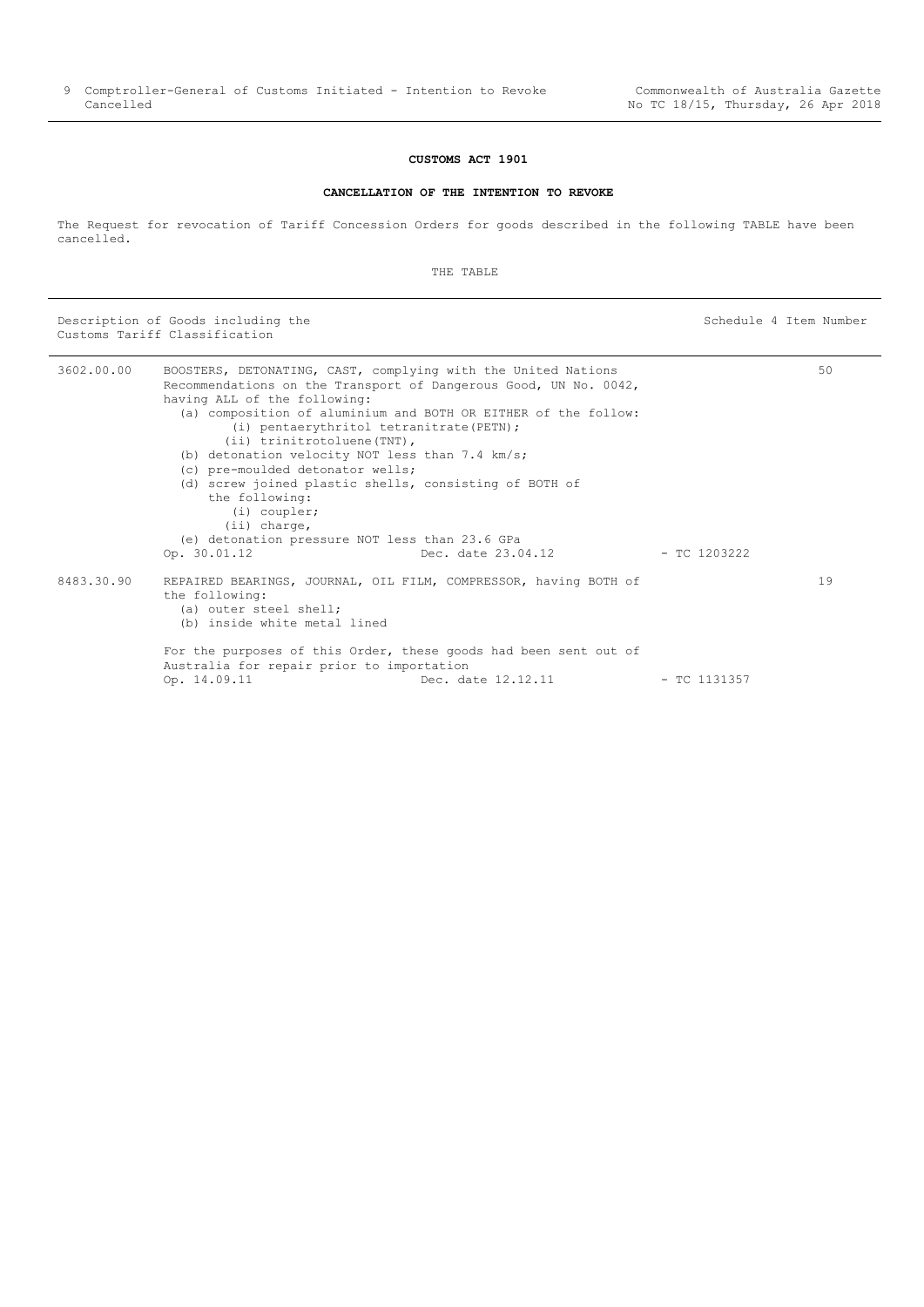**CUSTOMS ACT 1901**

**CANCELLATION OF THE INTENTION TO REVOKE**

The Request for revocation of Tariff Concession Orders for goods described in the following TABLE have been cancelled.

THE TABLE

| Description of Goods including the Customs Tariff Classification | | Schedule 4 Item Number |
|---|---|---|
| 3602.00.00 | BOOSTERS, DETONATING, CAST, complying with the United Nations Recommendations on the Transport of Dangerous Good, UN No. 0042, having ALL of the following:<br>(a) composition of aluminium and BOTH OR EITHER of the follow:<br>(i) pentaerythritol tetranitrate(PETN);<br>(ii) trinitrotoluene(TNT),<br>(b) detonation velocity NOT less than 7.4 km/s;<br>(c) pre-moulded detonator wells;<br>(d) screw joined plastic shells, consisting of BOTH of the following:<br>(i) coupler;<br>(ii) charge,<br>(e) detonation pressure NOT less than 23.6 GPa<br>Op. 30.01.12 Dec. date 23.04.12 - TC 1203222 | 50 |
| 8483.30.90 | REPAIRED BEARINGS, JOURNAL, OIL FILM, COMPRESSOR, having BOTH of the following:<br>(a) outer steel shell;<br>(b) inside white metal lined<br><br>For the purposes of this Order, these goods had been sent out of Australia for repair prior to importation<br>Op. 14.09.11 Dec. date 12.12.11 - TC 1131357 | 19 |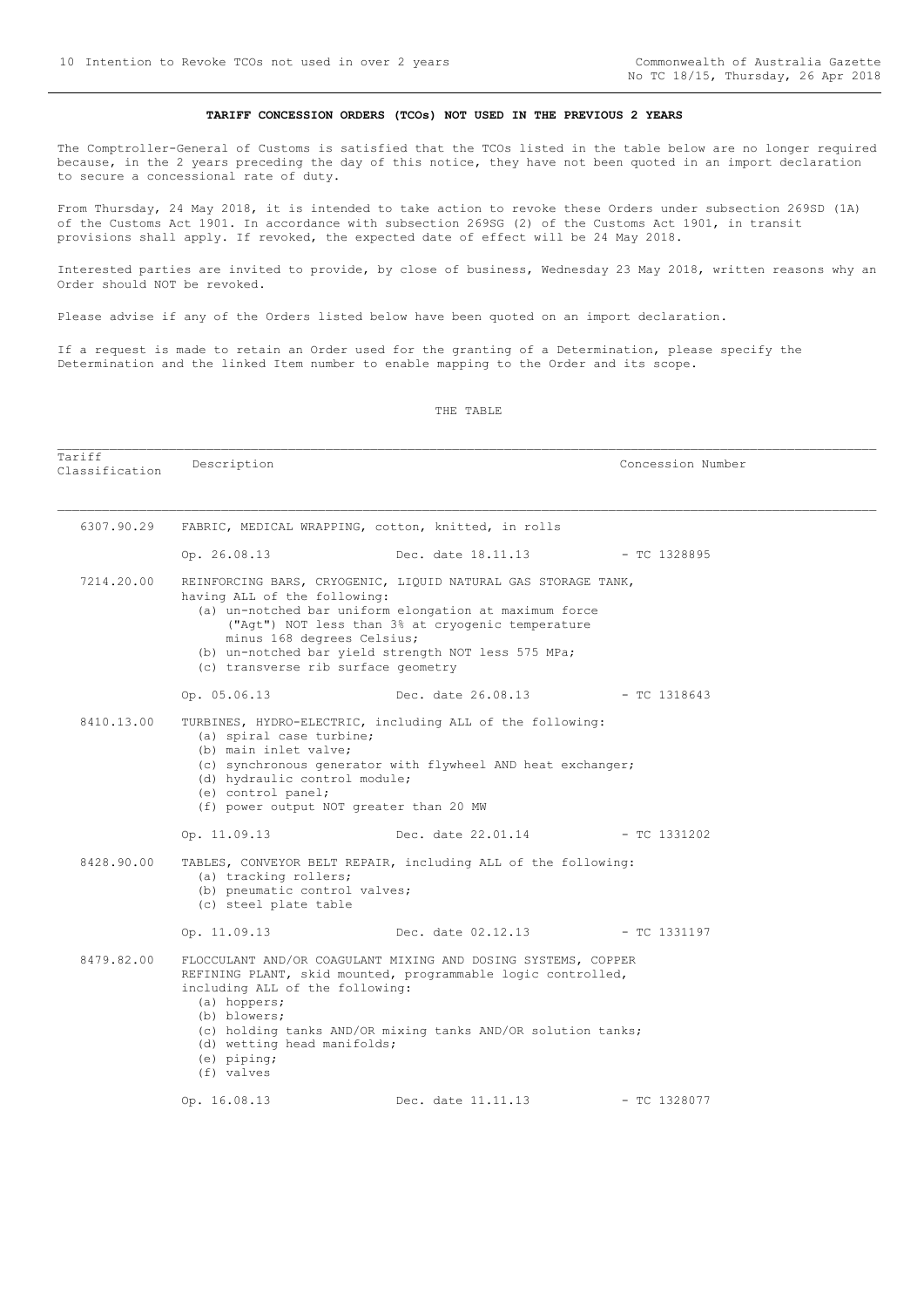**TARIFF CONCESSION ORDERS (TCOs) NOT USED IN THE PREVIOUS 2 YEARS**

The Comptroller-General of Customs is satisfied that the TCOs listed in the table below are no longer required because, in the 2 years preceding the day of this notice, they have not been quoted in an import declaration to secure a concessional rate of duty.

From Thursday, 24 May 2018, it is intended to take action to revoke these Orders under subsection 269SD (1A) of the Customs Act 1901. In accordance with subsection 269SG (2) of the Customs Act 1901, in transit provisions shall apply. If revoked, the expected date of effect will be 24 May 2018.

Interested parties are invited to provide, by close of business, Wednesday 23 May 2018, written reasons why an Order should NOT be revoked.

Please advise if any of the Orders listed below have been quoted on an import declaration.

If a request is made to retain an Order used for the granting of a Determination, please specify the Determination and the linked Item number to enable mapping to the Order and its scope.

THE TABLE

| Tariff Classification | Description | | Concession Number |
|---|---|---|---|
| 6307.90.29 | FABRIC, MEDICAL WRAPPING, cotton, knitted, in rolls | | |
| | Op. 26.08.13 | Dec. date 18.11.13 | - TC 1328895 |
| 7214.20.00 | REINFORCING BARS, CRYOGENIC, LIQUID NATURAL GAS STORAGE TANK, having ALL of the following:<br>(a) un-notched bar uniform elongation at maximum force ("Agt") NOT less than 3% at cryogenic temperature minus 168 degrees Celsius;<br>(b) un-notched bar yield strength NOT less 575 MPa;<br>(c) transverse rib surface geometry | | |
| | Op. 05.06.13 | Dec. date 26.08.13 | - TC 1318643 |
| 8410.13.00 | TURBINES, HYDRO-ELECTRIC, including ALL of the following:<br>(a) spiral case turbine;<br>(b) main inlet valve;<br>(c) synchronous generator with flywheel AND heat exchanger;<br>(d) hydraulic control module;<br>(e) control panel;<br>(f) power output NOT greater than 20 MW | | |
| | Op. 11.09.13 | Dec. date 22.01.14 | - TC 1331202 |
| 8428.90.00 | TABLES, CONVEYOR BELT REPAIR, including ALL of the following:<br>(a) tracking rollers;<br>(b) pneumatic control valves;<br>(c) steel plate table | | |
| | Op. 11.09.13 | Dec. date 02.12.13 | - TC 1331197 |
| 8479.82.00 | FLOCCULANT AND/OR COAGULANT MIXING AND DOSING SYSTEMS, COPPER REFINING PLANT, skid mounted, programmable logic controlled, including ALL of the following:<br>(a) hoppers;<br>(b) blowers;<br>(c) holding tanks AND/OR mixing tanks AND/OR solution tanks;<br>(d) wetting head manifolds;<br>(e) piping;<br>(f) valves | | |
| | Op. 16.08.13 | Dec. date 11.11.13 | - TC 1328077 |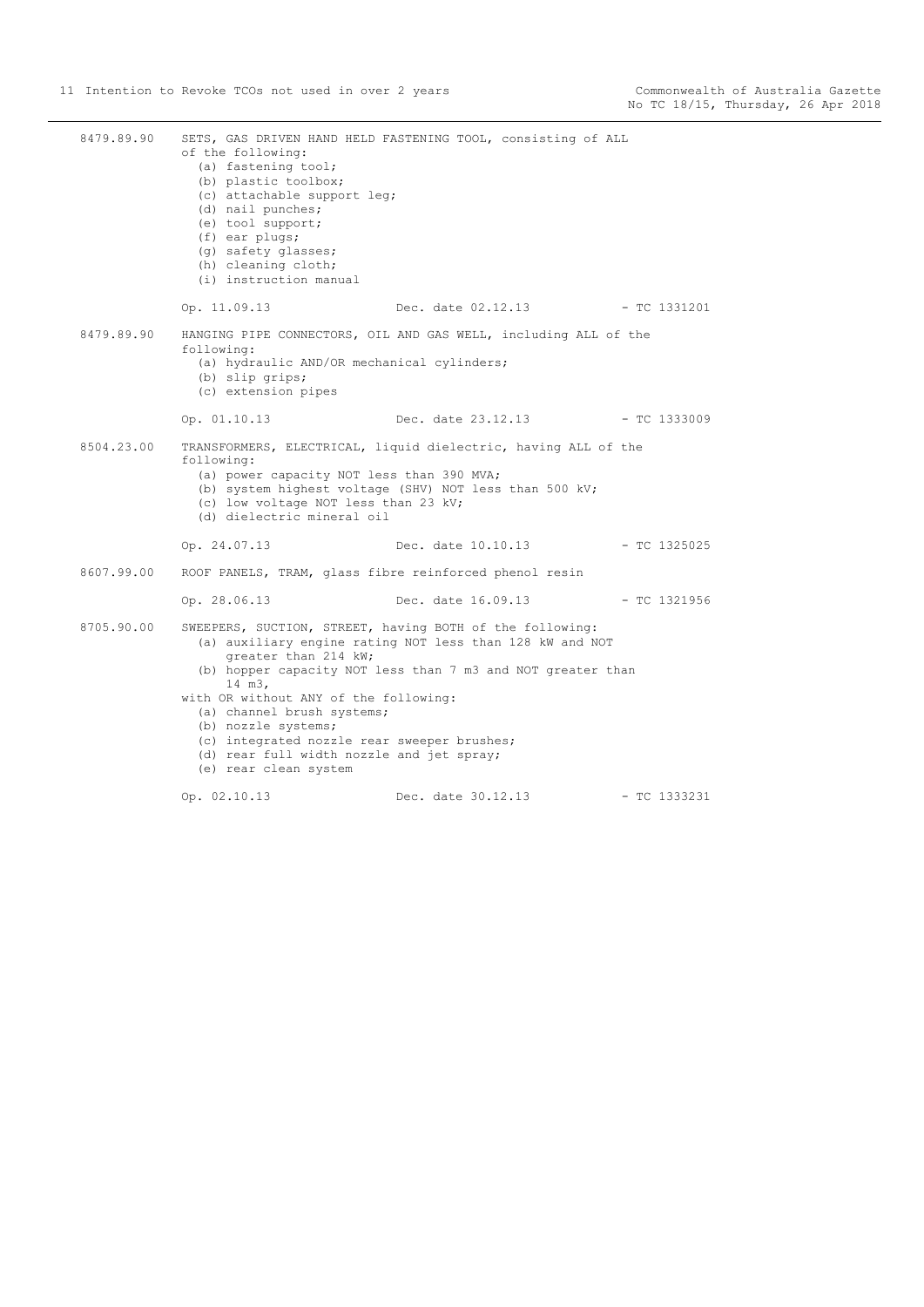8479.89.90 SETS, GAS DRIVEN HAND HELD FASTENING TOOL, consisting of ALL of the following:
- (a) fastening tool;
- (b) plastic toolbox;
- (c) attachable support leg;
- (d) nail punches;
- (e) tool support;
- (f) ear plugs;
- (g) safety glasses;
- (h) cleaning cloth;
- (i) instruction manual

Op. 11.09.13 Dec. date 02.12.13 - TC 1331201

8479.89.90 HANGING PIPE CONNECTORS, OIL AND GAS WELL, including ALL of the following:
- (a) hydraulic AND/OR mechanical cylinders;
- (b) slip grips;
- (c) extension pipes

Op. 01.10.13 Dec. date 23.12.13 - TC 1333009

8504.23.00 TRANSFORMERS, ELECTRICAL, liquid dielectric, having ALL of the following:
- (a) power capacity NOT less than 390 MVA;
- (b) system highest voltage (SHV) NOT less than 500 kV;
- (c) low voltage NOT less than 23 kV;
- (d) dielectric mineral oil

Op. 24.07.13 Dec. date 10.10.13 - TC 1325025

8607.99.00 ROOF PANELS, TRAM, glass fibre reinforced phenol resin

Op. 28.06.13 Dec. date 16.09.13 - TC 1321956

8705.90.00 SWEEPERS, SUCTION, STREET, having BOTH of the following:
- (a) auxiliary engine rating NOT less than 128 kW and NOT greater than 214 kW;
- (b) hopper capacity NOT less than 7 m3 and NOT greater than 14 m3,

with OR without ANY of the following:
- (a) channel brush systems;
- (b) nozzle systems;
- (c) integrated nozzle rear sweeper brushes;
- (d) rear full width nozzle and jet spray;
- (e) rear clean system

Op. 02.10.13 Dec. date 30.12.13 - TC 1333231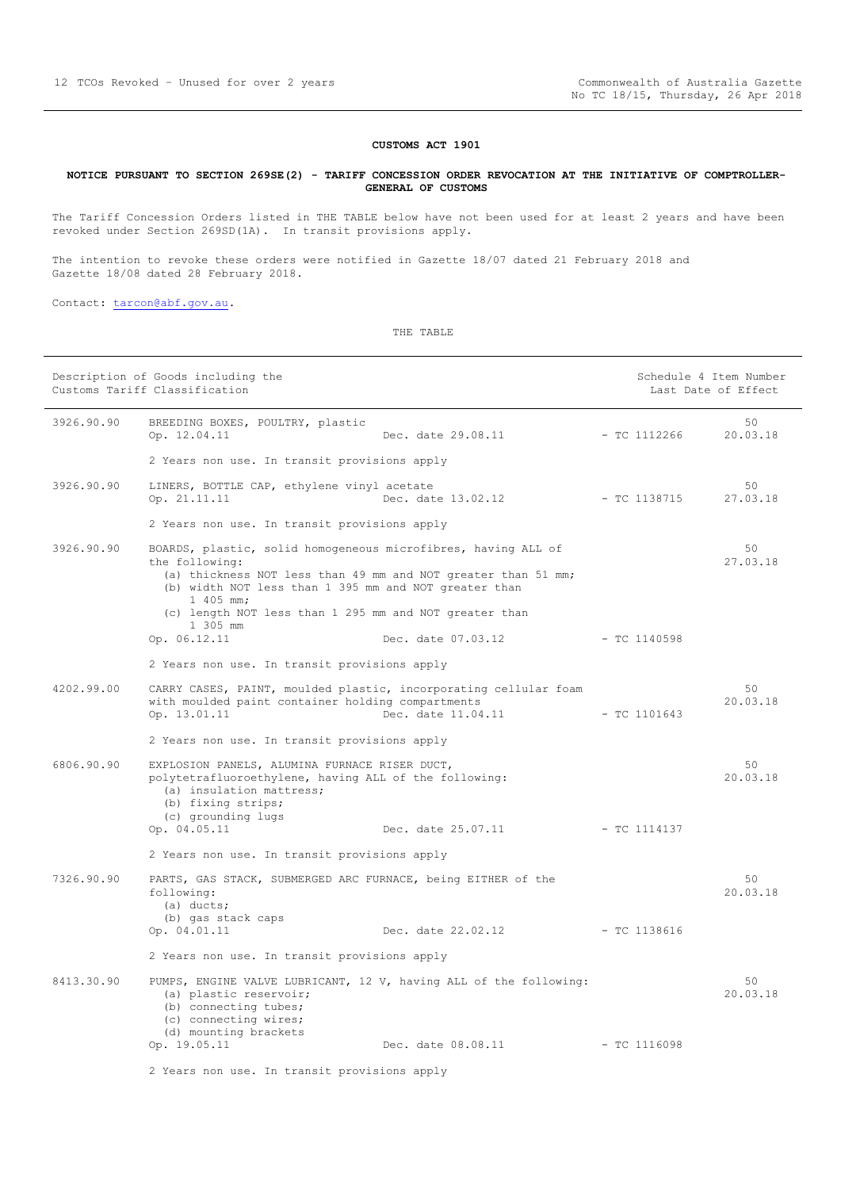**CUSTOMS ACT 1901**

**NOTICE PURSUANT TO SECTION 269SE(2) - TARIFF CONCESSION ORDER REVOCATION AT THE INITIATIVE OF COMPTROLLER-GENERAL OF CUSTOMS**

The Tariff Concession Orders listed in THE TABLE below have not been used for at least 2 years and have been revoked under Section 269SD(1A). In transit provisions apply.

The intention to revoke these orders were notified in Gazette 18/07 dated 21 February 2018 and Gazette 18/08 dated 28 February 2018.

Contact: tarcon@abf.gov.au.

THE TABLE

| Description of Goods including the Customs Tariff Classification | | | | Schedule 4 Item Number Last Date of Effect |
|---|---|---|---|---|
| 3926.90.90 | BREEDING BOXES, POULTRY, plastic<br>Op. 12.04.11<br>2 Years non use. In transit provisions apply | Dec. date 29.08.11 | - TC 1112266 | 50<br>20.03.18 |
| 3926.90.90 | LINERS, BOTTLE CAP, ethylene vinyl acetate<br>Op. 21.11.11<br>2 Years non use. In transit provisions apply | Dec. date 13.02.12 | - TC 1138715 | 50<br>27.03.18 |
| 3926.90.90 | BOARDS, plastic, solid homogeneous microfibres, having ALL of the following:<br>(a) thickness NOT less than 49 mm and NOT greater than 51 mm;<br>(b) width NOT less than 1 395 mm and NOT greater than 1 405 mm;<br>(c) length NOT less than 1 295 mm and NOT greater than 1 305 mm<br>Op. 06.12.11<br>2 Years non use. In transit provisions apply | Dec. date 07.03.12 | - TC 1140598 | 50<br>27.03.18 |
| 4202.99.00 | CARRY CASES, PAINT, moulded plastic, incorporating cellular foam with moulded paint container holding compartments<br>Op. 13.01.11<br>2 Years non use. In transit provisions apply | Dec. date 11.04.11 | - TC 1101643 | 50<br>20.03.18 |
| 6806.90.90 | EXPLOSION PANELS, ALUMINA FURNACE RISER DUCT, polytetrafluoroethylene, having ALL of the following:<br>(a) insulation mattress;<br>(b) fixing strips;<br>(c) grounding lugs<br>Op. 04.05.11<br>2 Years non use. In transit provisions apply | Dec. date 25.07.11 | - TC 1114137 | 50<br>20.03.18 |
| 7326.90.90 | PARTS, GAS STACK, SUBMERGED ARC FURNACE, being EITHER of the following:<br>(a) ducts;<br>(b) gas stack caps<br>Op. 04.01.11<br>2 Years non use. In transit provisions apply | Dec. date 22.02.12 | - TC 1138616 | 50<br>20.03.18 |
| 8413.30.90 | PUMPS, ENGINE VALVE LUBRICANT, 12 V, having ALL of the following:<br>(a) plastic reservoir;<br>(b) connecting tubes;<br>(c) connecting wires;<br>(d) mounting brackets<br>Op. 19.05.11<br>2 Years non use. In transit provisions apply | Dec. date 08.08.11 | - TC 1116098 | 50<br>20.03.18 |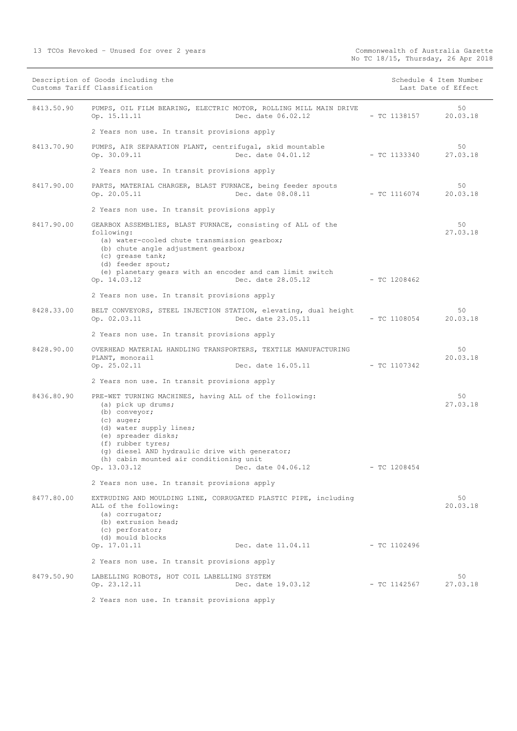| Customs Tariff Classification | Description of Goods including the Customs Tariff Classification | | | Schedule 4 Item Number / Last Date of Effect |
|---|---|---|---|---|
| 8413.50.90 | PUMPS, OIL FILM BEARING, ELECTRIC MOTOR, ROLLING MILL MAIN DRIVE<br>Op. 15.11.11 | Dec. date 06.02.12 | - TC 1138157 | 50<br>20.03.18 |
| | 2 Years non use. In transit provisions apply | | | |
| 8413.70.90 | PUMPS, AIR SEPARATION PLANT, centrifugal, skid mountable<br>Op. 30.09.11 | Dec. date 04.01.12 | - TC 1133340 | 50<br>27.03.18 |
| | 2 Years non use. In transit provisions apply | | | |
| 8417.90.00 | PARTS, MATERIAL CHARGER, BLAST FURNACE, being feeder spouts<br>Op. 20.05.11 | Dec. date 08.08.11 | - TC 1116074 | 50<br>20.03.18 |
| | 2 Years non use. In transit provisions apply | | | |
| 8417.90.00 | GEARBOX ASSEMBLIES, BLAST FURNACE, consisting of ALL of the following:<br>(a) water-cooled chute transmission gearbox;<br>(b) chute angle adjustment gearbox;<br>(c) grease tank;<br>(d) feeder spout;<br>(e) planetary gears with an encoder and cam limit switch<br>Op. 14.03.12 | Dec. date 28.05.12 | - TC 1208462 | 50<br>27.03.18 |
| | 2 Years non use. In transit provisions apply | | | |
| 8428.33.00 | BELT CONVEYORS, STEEL INJECTION STATION, elevating, dual height<br>Op. 02.03.11 | Dec. date 23.05.11 | - TC 1108054 | 50<br>20.03.18 |
| | 2 Years non use. In transit provisions apply | | | |
| 8428.90.00 | OVERHEAD MATERIAL HANDLING TRANSPORTERS, TEXTILE MANUFACTURING PLANT, monorail<br>Op. 25.02.11 | Dec. date 16.05.11 | - TC 1107342 | 50<br>20.03.18 |
| | 2 Years non use. In transit provisions apply | | | |
| 8436.80.90 | PRE-WET TURNING MACHINES, having ALL of the following:<br>(a) pick up drums;<br>(b) conveyor;<br>(c) auger;<br>(d) water supply lines;<br>(e) spreader disks;<br>(f) rubber tyres;<br>(g) diesel AND hydraulic drive with generator;<br>(h) cabin mounted air conditioning unit<br>Op. 13.03.12 | Dec. date 04.06.12 | - TC 1208454 | 50<br>27.03.18 |
| | 2 Years non use. In transit provisions apply | | | |
| 8477.80.00 | EXTRUDING AND MOULDING LINE, CORRUGATED PLASTIC PIPE, including ALL of the following:<br>(a) corrugator;<br>(b) extrusion head;<br>(c) perforator;<br>(d) mould blocks<br>Op. 17.01.11 | Dec. date 11.04.11 | - TC 1102496 | 50<br>20.03.18 |
| | 2 Years non use. In transit provisions apply | | | |
| 8479.50.90 | LABELLING ROBOTS, HOT COIL LABELLING SYSTEM<br>Op. 23.12.11 | Dec. date 19.03.12 | - TC 1142567 | 50<br>27.03.18 |
| | 2 Years non use. In transit provisions apply | | | |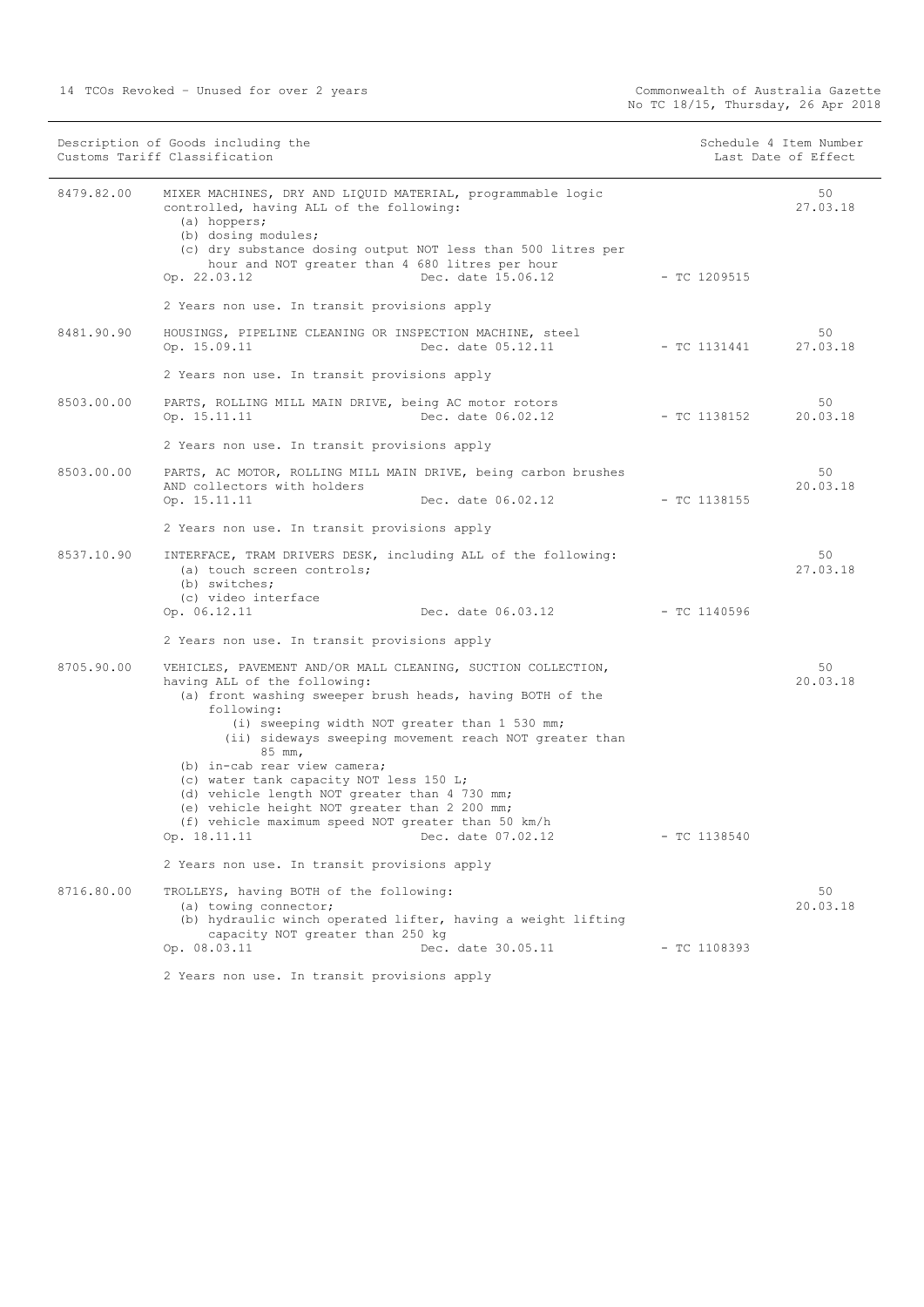| Description of Goods including the Customs Tariff Classification | | | Schedule 4 Item Number Last Date of Effect |
|---|---|---|---|
| 8479.82.00 | MIXER MACHINES, DRY AND LIQUID MATERIAL, programmable logic controlled, having ALL of the following:<br>(a) hoppers;<br>(b) dosing modules;<br>(c) dry substance dosing output NOT less than 500 litres per hour and NOT greater than 4 680 litres per hour<br>Op. 22.03.12 Dec. date 15.06.12 - TC 1209515<br><br>2 Years non use. In transit provisions apply | | 50<br>27.03.18 |
| 8481.90.90 | HOUSINGS, PIPELINE CLEANING OR INSPECTION MACHINE, steel<br>Op. 15.09.11 Dec. date 05.12.11 - TC 1131441<br><br>2 Years non use. In transit provisions apply | | 50<br>27.03.18 |
| 8503.00.00 | PARTS, ROLLING MILL MAIN DRIVE, being AC motor rotors<br>Op. 15.11.11 Dec. date 06.02.12 - TC 1138152<br><br>2 Years non use. In transit provisions apply | | 50<br>20.03.18 |
| 8503.00.00 | PARTS, AC MOTOR, ROLLING MILL MAIN DRIVE, being carbon brushes AND collectors with holders<br>Op. 15.11.11 Dec. date 06.02.12 - TC 1138155<br><br>2 Years non use. In transit provisions apply | | 50<br>20.03.18 |
| 8537.10.90 | INTERFACE, TRAM DRIVERS DESK, including ALL of the following:<br>(a) touch screen controls;<br>(b) switches;<br>(c) video interface<br>Op. 06.12.11 Dec. date 06.03.12 - TC 1140596<br><br>2 Years non use. In transit provisions apply | | 50<br>27.03.18 |
| 8705.90.00 | VEHICLES, PAVEMENT AND/OR MALL CLEANING, SUCTION COLLECTION, having ALL of the following:<br>(a) front washing sweeper brush heads, having BOTH of the following:<br>(i) sweeping width NOT greater than 1 530 mm;<br>(ii) sideways sweeping movement reach NOT greater than 85 mm,<br>(b) in-cab rear view camera;<br>(c) water tank capacity NOT less 150 L;<br>(d) vehicle length NOT greater than 4 730 mm;<br>(e) vehicle height NOT greater than 2 200 mm;<br>(f) vehicle maximum speed NOT greater than 50 km/h<br>Op. 18.11.11 Dec. date 07.02.12 - TC 1138540<br><br>2 Years non use. In transit provisions apply | | 50<br>20.03.18 |
| 8716.80.00 | TROLLEYS, having BOTH of the following:<br>(a) towing connector;<br>(b) hydraulic winch operated lifter, having a weight lifting capacity NOT greater than 250 kg<br>Op. 08.03.11 Dec. date 30.05.11 - TC 1108393<br><br>2 Years non use. In transit provisions apply | | 50<br>20.03.18 |